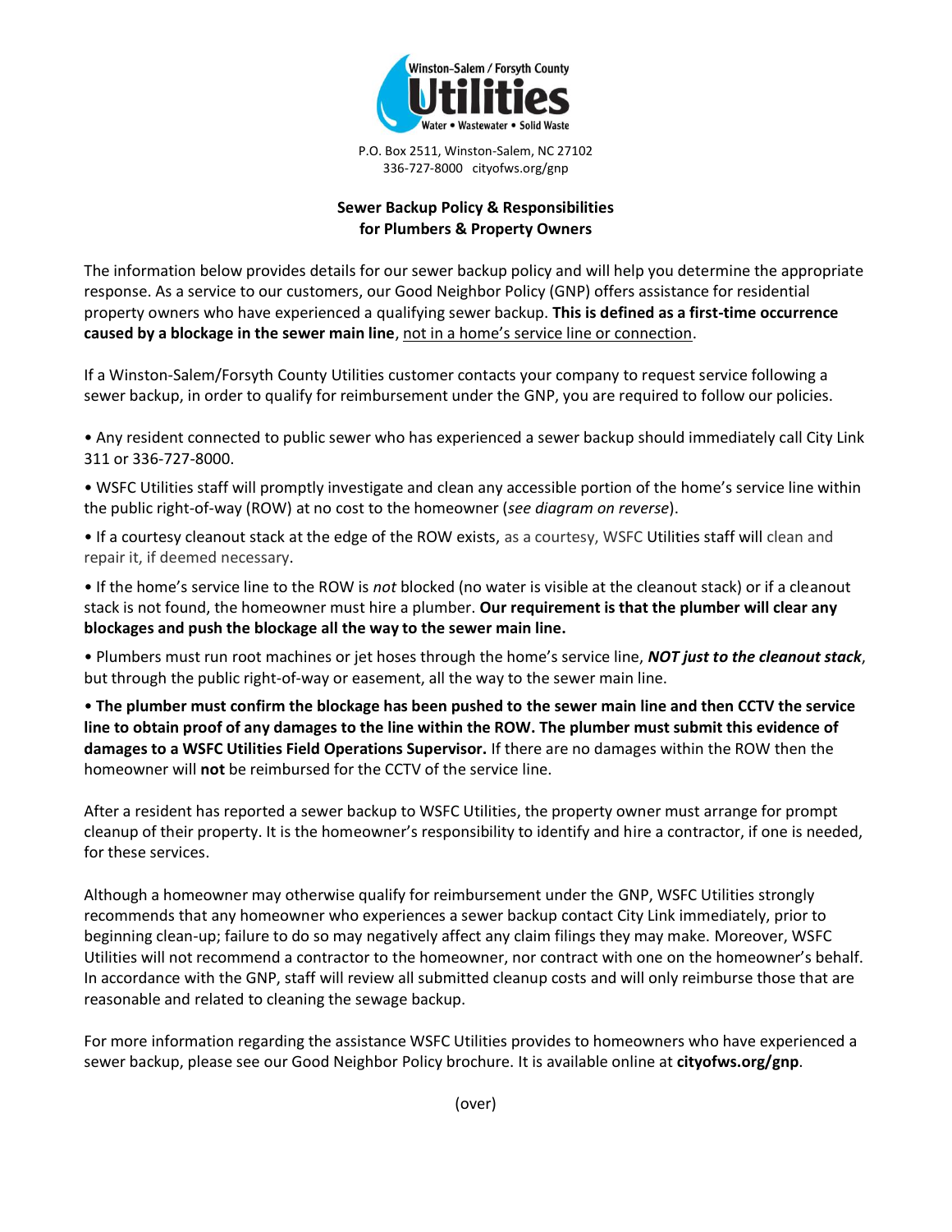Winston-Salem / Forsyth County
**Utilities**
Water • Wastewater • Solid Waste

P.O. Box 2511, Winston-Salem, NC 27102
336-727-8000 cityofws.org/gnp

## Sewer Backup Policy & Responsibilities for Plumbers & Property Owners

The information below provides details for our sewer backup policy and will help you determine the appropriate response. As a service to our customers, our Good Neighbor Policy (GNP) offers assistance for residential property owners who have experienced a qualifying sewer backup. **This is defined as a first-time occurrence caused by a blockage in the sewer main line**, <u>not in a home's service line or connection</u>.

If a Winston-Salem/Forsyth County Utilities customer contacts your company to request service following a sewer backup, in order to qualify for reimbursement under the GNP, you are required to follow our policies.

- Any resident connected to public sewer who has experienced a sewer backup should immediately call City Link 311 or 336-727-8000.
- WSFC Utilities staff will promptly investigate and clean any accessible portion of the home's service line within the public right-of-way (ROW) at no cost to the homeowner (*see diagram on reverse*).
- If a courtesy cleanout stack at the edge of the ROW exists, as a courtesy, WSFC Utilities staff will clean and repair it, if deemed necessary.
- If the home's service line to the ROW is *not* blocked (no water is visible at the cleanout stack) or if a cleanout stack is not found, the homeowner must hire a plumber. **Our requirement is that the plumber will clear any blockages and push the blockage all the way to the sewer main line.**
- Plumbers must run root machines or jet hoses through the home's service line, ***NOT just to the cleanout stack***, but through the public right-of-way or easement, all the way to the sewer main line.
- **The plumber must confirm the blockage has been pushed to the sewer main line and then CCTV the service line to obtain proof of any damages to the line within the ROW. The plumber must submit this evidence of damages to a WSFC Utilities Field Operations Supervisor.** If there are no damages within the ROW then the homeowner will **not** be reimbursed for the CCTV of the service line.

After a resident has reported a sewer backup to WSFC Utilities, the property owner must arrange for prompt cleanup of their property. It is the homeowner's responsibility to identify and hire a contractor, if one is needed, for these services.

Although a homeowner may otherwise qualify for reimbursement under the GNP, WSFC Utilities strongly recommends that any homeowner who experiences a sewer backup contact City Link immediately, prior to beginning clean-up; failure to do so may negatively affect any claim filings they may make. Moreover, WSFC Utilities will not recommend a contractor to the homeowner, nor contract with one on the homeowner's behalf. In accordance with the GNP, staff will review all submitted cleanup costs and will only reimburse those that are reasonable and related to cleaning the sewage backup.

For more information regarding the assistance WSFC Utilities provides to homeowners who have experienced a sewer backup, please see our Good Neighbor Policy brochure. It is available online at **cityofws.org/gnp**.

(over)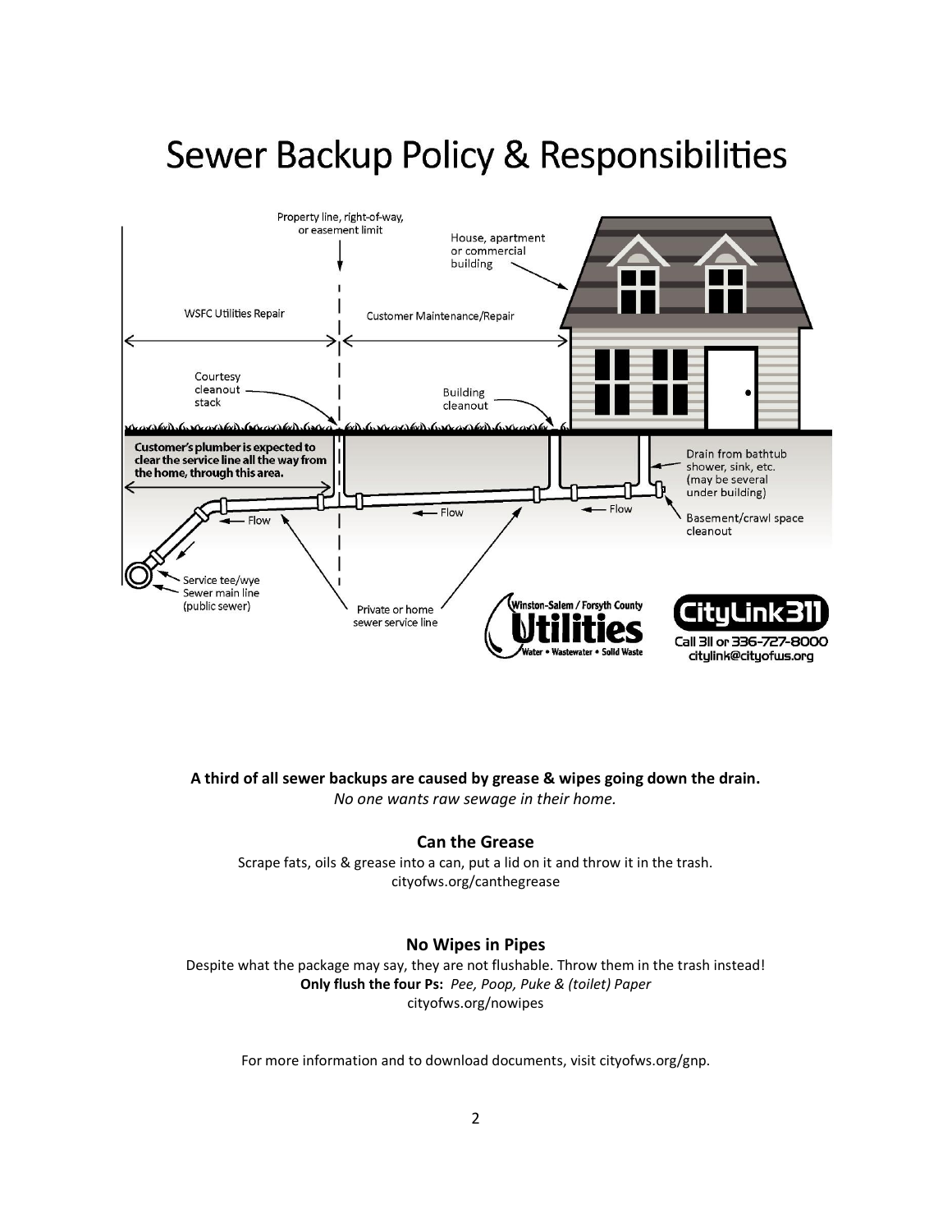# Sewer Backup Policy & Responsibilities

Property line, right-of-way, or easement limit

House, apartment or commercial building

WSFC Utilities Repair

Customer Maintenance/Repair

Courtesy cleanout stack

Building cleanout

**Customer's plumber is expected to clear the service line all the way from the home, through this area.**

Drain from bathtub shower, sink, etc. (may be several under building)

Flow

Flow

Flow

Basement/crawl space cleanout

Service tee/wye

Sewer main line (public sewer)

Private or home sewer service line

Winston-Salem / Forsyth County Utilities

Water • Wastewater • Solid Waste

CityLink311

Call 311 or 336-727-8000

citylink@cityofws.org

**A third of all sewer backups are caused by grease & wipes going down the drain.**

*No one wants raw sewage in their home.*

### Can the Grease

Scrape fats, oils & grease into a can, put a lid on it and throw it in the trash.

cityofws.org/canthegrease

### No Wipes in Pipes

Despite what the package may say, they are not flushable. Throw them in the trash instead!

**Only flush the four Ps:** *Pee, Poop, Puke & (toilet) Paper*

cityofws.org/nowipes

For more information and to download documents, visit cityofws.org/gnp.